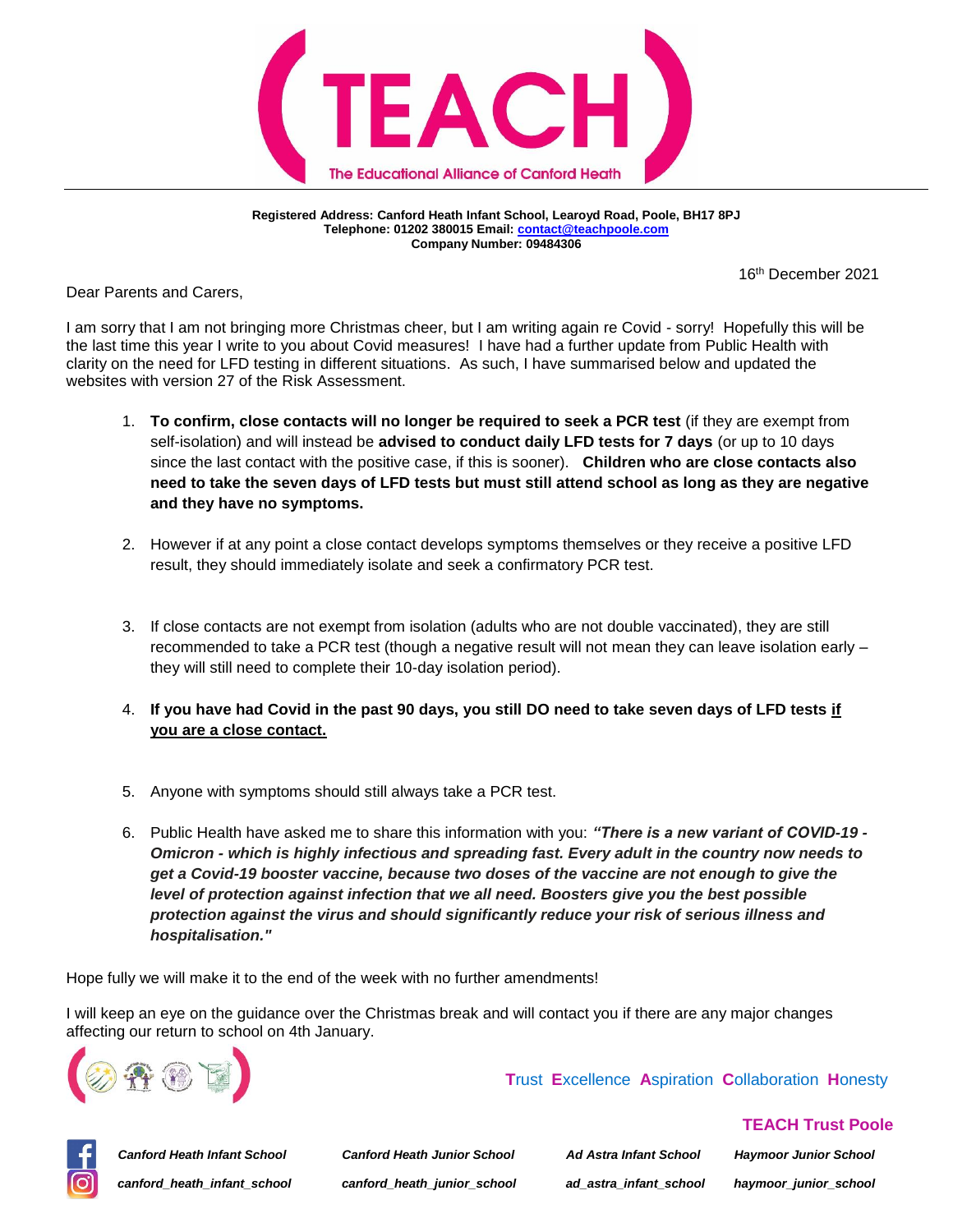# TEACH

The Educational Alliance of Canford Heath

**Registered Address: Canford Heath Infant School, Learoyd Road, Poole, BH17 8PJ**
**Telephone: 01202 380015 Email: contact@teachpoole.com**
**Company Number: 09484306**

16th December 2021

Dear Parents and Carers,

I am sorry that I am not bringing more Christmas cheer, but I am writing again re Covid - sorry! Hopefully this will be the last time this year I write to you about Covid measures! I have had a further update from Public Health with clarity on the need for LFD testing in different situations. As such, I have summarised below and updated the websites with version 27 of the Risk Assessment.

1. **To confirm, close contacts will no longer be required to seek a PCR test** (if they are exempt from self-isolation) and will instead be **advised to conduct daily LFD tests for 7 days** (or up to 10 days since the last contact with the positive case, if this is sooner). **Children who are close contacts also need to take the seven days of LFD tests but must still attend school as long as they are negative and they have no symptoms.**

2. However if at any point a close contact develops symptoms themselves or they receive a positive LFD result, they should immediately isolate and seek a confirmatory PCR test.

3. If close contacts are not exempt from isolation (adults who are not double vaccinated), they are still recommended to take a PCR test (though a negative result will not mean they can leave isolation early – they will still need to complete their 10-day isolation period).

4. **If you have had Covid in the past 90 days, you still DO need to take seven days of LFD tests <u>if you are a close contact.</u>**

5. Anyone with symptoms should still always take a PCR test.

6. Public Health have asked me to share this information with you: ***"There is a new variant of COVID-19 - Omicron - which is highly infectious and spreading fast. Every adult in the country now needs to get a Covid-19 booster vaccine, because two doses of the vaccine are not enough to give the level of protection against infection that we all need. Boosters give you the best possible protection against the virus and should significantly reduce your risk of serious illness and hospitalisation."***

Hope fully we will make it to the end of the week with no further amendments!

I will keep an eye on the guidance over the Christmas break and will contact you if there are any major changes affecting our return to school on 4th January.

Trust Excellence Aspiration Collaboration Honesty

**TEACH Trust Poole**

| *Canford Heath Infant School* | *Canford Heath Junior School* | *Ad Astra Infant School* | *Haymoor Junior School* |
|---|---|---|---|
| *canford_heath_infant_school* | *canford_heath_junior_school* | *ad_astra_infant_school* | *haymoor_junior_school* |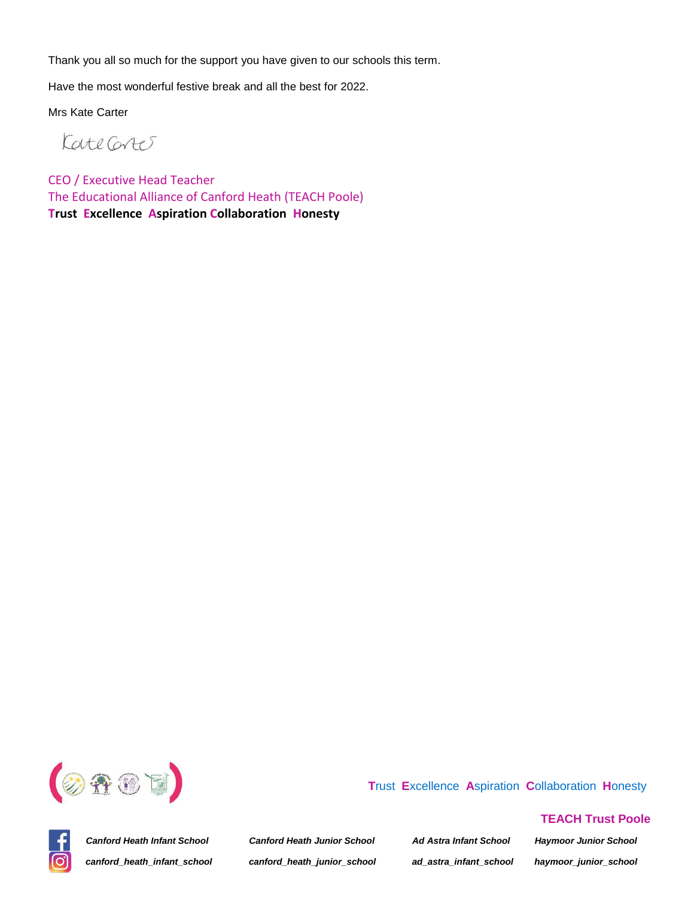Thank you all so much for the support you have given to our schools this term.

Have the most wonderful festive break and all the best for 2022.

Mrs Kate Carter

CEO / Executive Head Teacher
The Educational Alliance of Canford Heath (TEACH Poole)
**Trust Excellence Aspiration Collaboration Honesty**

Trust Excellence Aspiration Collaboration Honesty

**TEACH Trust Poole**

| | | | |
|---|---|---|---|
| ***Canford Heath Infant School*** | ***Canford Heath Junior School*** | ***Ad Astra Infant School*** | ***Haymoor Junior School*** |
| ***canford_heath_infant_school*** | ***canford_heath_junior_school*** | ***ad_astra_infant_school*** | ***haymoor_junior_school*** |